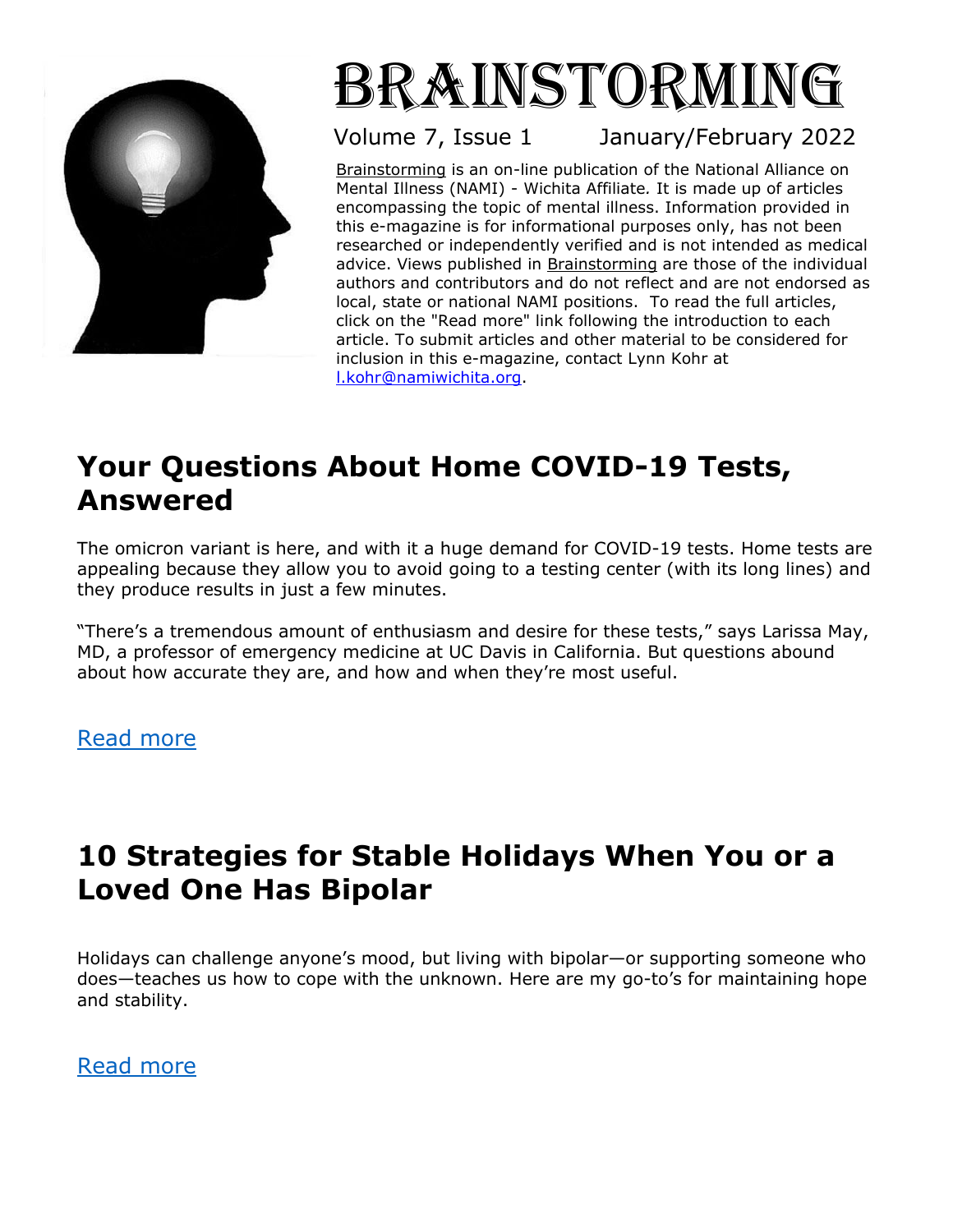# Brainstorming

Volume 7, Issue 1 January/February 2022

Brainstorming is an on-line publication of the National Alliance on Mental Illness (NAMI) - Wichita Affiliate. It is made up of articles encompassing the topic of mental illness. Information provided in this e-magazine is for informational purposes only, has not been researched or independently verified and is not intended as medical advice. Views published in Brainstorming are those of the individual authors and contributors and do not reflect and are not endorsed as local, state or national NAMI positions. To read the full articles, click on the "Read more" link following the introduction to each article. To submit articles and other material to be considered for inclusion in this e-magazine, contact Lynn Kohr at l.kohr@namiwichita.org.

## Your Questions About Home COVID-19 Tests, Answered

The omicron variant is here, and with it a huge demand for COVID-19 tests. Home tests are appealing because they allow you to avoid going to a testing center (with its long lines) and they produce results in just a few minutes.

"There's a tremendous amount of enthusiasm and desire for these tests," says Larissa May, MD, a professor of emergency medicine at UC Davis in California. But questions abound about how accurate they are, and how and when they're most useful.

Read more

## 10 Strategies for Stable Holidays When You or a Loved One Has Bipolar

Holidays can challenge anyone's mood, but living with bipolar—or supporting someone who does—teaches us how to cope with the unknown. Here are my go-to's for maintaining hope and stability.

Read more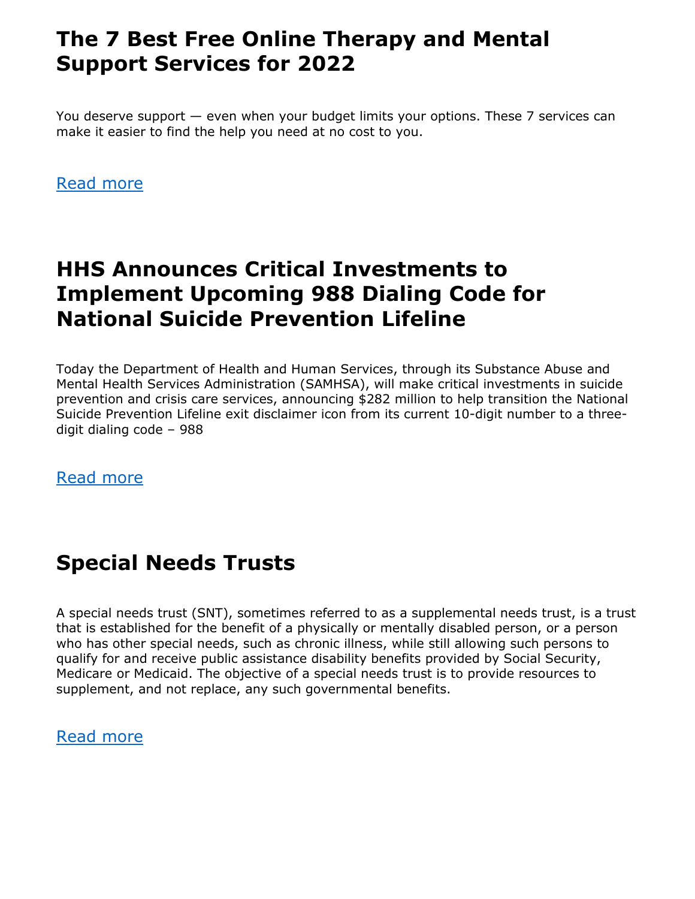## The 7 Best Free Online Therapy and Mental Support Services for 2022

You deserve support — even when your budget limits your options. These 7 services can make it easier to find the help you need at no cost to you.

Read more

## HHS Announces Critical Investments to Implement Upcoming 988 Dialing Code for National Suicide Prevention Lifeline

Today the Department of Health and Human Services, through its Substance Abuse and Mental Health Services Administration (SAMHSA), will make critical investments in suicide prevention and crisis care services, announcing $282 million to help transition the National Suicide Prevention Lifeline exit disclaimer icon from its current 10-digit number to a three-digit dialing code – 988

Read more

## Special Needs Trusts

A special needs trust (SNT), sometimes referred to as a supplemental needs trust, is a trust that is established for the benefit of a physically or mentally disabled person, or a person who has other special needs, such as chronic illness, while still allowing such persons to qualify for and receive public assistance disability benefits provided by Social Security, Medicare or Medicaid. The objective of a special needs trust is to provide resources to supplement, and not replace, any such governmental benefits.

Read more